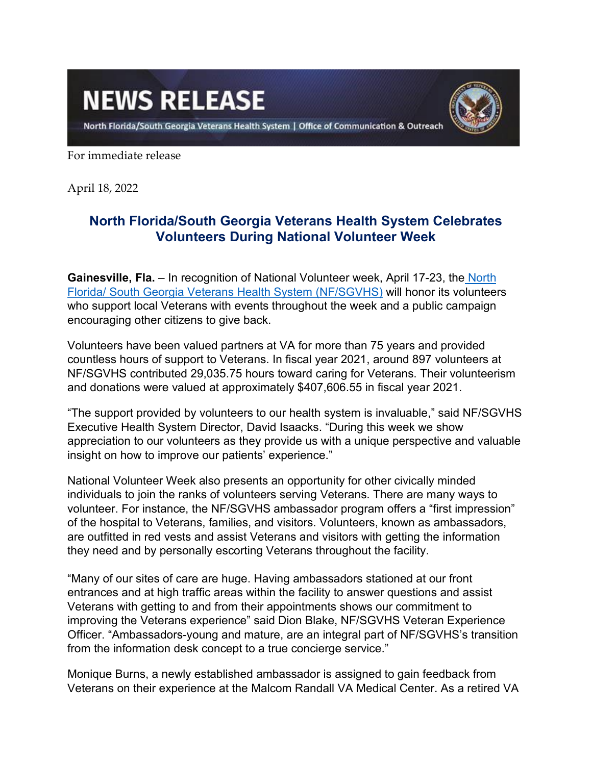# NEWS RELEASE

North Florida/South Georgia Veterans Health System | Office of Communication & Outreach

For immediate release

April 18, 2022

## North Florida/South Georgia Veterans Health System Celebrates Volunteers During National Volunteer Week

**Gainesville, Fla.** – In recognition of National Volunteer week, April 17-23, the North Florida/ South Georgia Veterans Health System (NF/SGVHS) will honor its volunteers who support local Veterans with events throughout the week and a public campaign encouraging other citizens to give back.

Volunteers have been valued partners at VA for more than 75 years and provided countless hours of support to Veterans. In fiscal year 2021, around 897 volunteers at NF/SGVHS contributed 29,035.75 hours toward caring for Veterans. Their volunteerism and donations were valued at approximately $407,606.55 in fiscal year 2021.

"The support provided by volunteers to our health system is invaluable," said NF/SGVHS Executive Health System Director, David Isaacks. "During this week we show appreciation to our volunteers as they provide us with a unique perspective and valuable insight on how to improve our patients' experience."

National Volunteer Week also presents an opportunity for other civically minded individuals to join the ranks of volunteers serving Veterans. There are many ways to volunteer. For instance, the NF/SGVHS ambassador program offers a "first impression" of the hospital to Veterans, families, and visitors. Volunteers, known as ambassadors, are outfitted in red vests and assist Veterans and visitors with getting the information they need and by personally escorting Veterans throughout the facility.

"Many of our sites of care are huge. Having ambassadors stationed at our front entrances and at high traffic areas within the facility to answer questions and assist Veterans with getting to and from their appointments shows our commitment to improving the Veterans experience" said Dion Blake, NF/SGVHS Veteran Experience Officer. "Ambassadors-young and mature, are an integral part of NF/SGVHS's transition from the information desk concept to a true concierge service."

Monique Burns, a newly established ambassador is assigned to gain feedback from Veterans on their experience at the Malcom Randall VA Medical Center. As a retired VA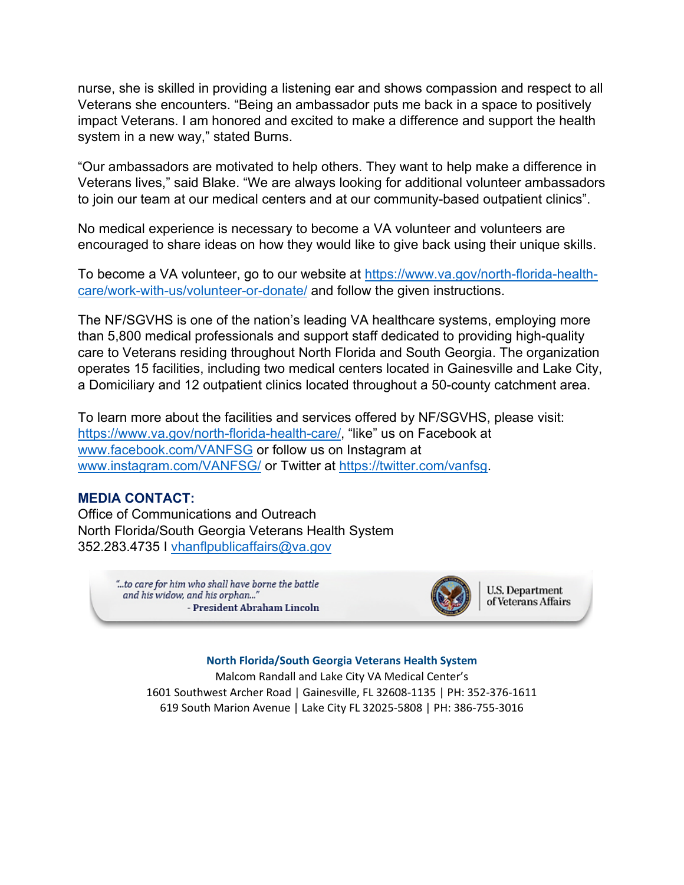nurse, she is skilled in providing a listening ear and shows compassion and respect to all Veterans she encounters. “Being an ambassador puts me back in a space to positively impact Veterans. I am honored and excited to make a difference and support the health system in a new way,” stated Burns.

“Our ambassadors are motivated to help others. They want to help make a difference in Veterans lives,” said Blake. “We are always looking for additional volunteer ambassadors to join our team at our medical centers and at our community-based outpatient clinics”.

No medical experience is necessary to become a VA volunteer and volunteers are encouraged to share ideas on how they would like to give back using their unique skills.

To become a VA volunteer, go to our website at https://www.va.gov/north-florida-health-care/work-with-us/volunteer-or-donate/ and follow the given instructions.

The NF/SGVHS is one of the nation’s leading VA healthcare systems, employing more than 5,800 medical professionals and support staff dedicated to providing high-quality care to Veterans residing throughout North Florida and South Georgia. The organization operates 15 facilities, including two medical centers located in Gainesville and Lake City, a Domiciliary and 12 outpatient clinics located throughout a 50-county catchment area.

To learn more about the facilities and services offered by NF/SGVHS, please visit: https://www.va.gov/north-florida-health-care/, “like” us on Facebook at www.facebook.com/VANFSG or follow us on Instagram at www.instagram.com/VANFSG/ or Twitter at https://twitter.com/vanfsg.

**MEDIA CONTACT:**
Office of Communications and Outreach
North Florida/South Georgia Veterans Health System
352.283.4735 I vhanflpublicaffairs@va.gov

*"...to care for him who shall have borne the battle and his widow, and his orphan..."*
**- President Abraham Lincoln**

U.S. Department of Veterans Affairs

**North Florida/South Georgia Veterans Health System**
Malcom Randall and Lake City VA Medical Center’s
1601 Southwest Archer Road | Gainesville, FL 32608-1135 | PH: 352-376-1611
619 South Marion Avenue | Lake City FL 32025-5808 | PH: 386-755-3016